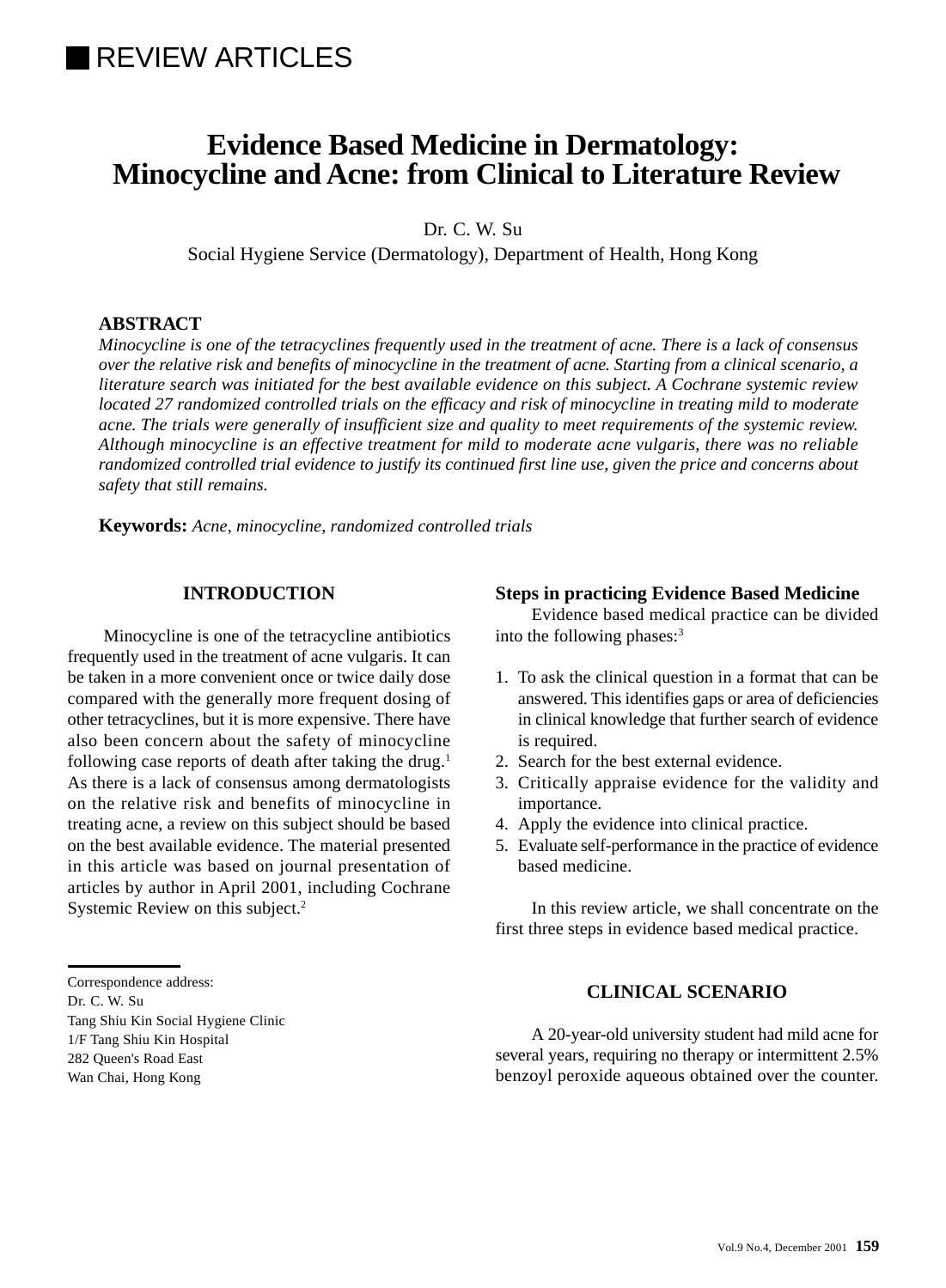REVIEW ARTICLES

# Evidence Based Medicine in Dermatology: Minocycline and Acne: from Clinical to Literature Review

Dr. C. W. Su

Social Hygiene Service (Dermatology), Department of Health, Hong Kong

**ABSTRACT**

*Minocycline is one of the tetracyclines frequently used in the treatment of acne. There is a lack of consensus over the relative risk and benefits of minocycline in the treatment of acne. Starting from a clinical scenario, a literature search was initiated for the best available evidence on this subject. A Cochrane systemic review located 27 randomized controlled trials on the efficacy and risk of minocycline in treating mild to moderate acne. The trials were generally of insufficient size and quality to meet requirements of the systemic review. Although minocycline is an effective treatment for mild to moderate acne vulgaris, there was no reliable randomized controlled trial evidence to justify its continued first line use, given the price and concerns about safety that still remains.*

**Keywords:** *Acne, minocycline, randomized controlled trials*

## INTRODUCTION

Minocycline is one of the tetracycline antibiotics frequently used in the treatment of acne vulgaris. It can be taken in a more convenient once or twice daily dose compared with the generally more frequent dosing of other tetracyclines, but it is more expensive. There have also been concern about the safety of minocycline following case reports of death after taking the drug.[1] As there is a lack of consensus among dermatologists on the relative risk and benefits of minocycline in treating acne, a review on this subject should be based on the best available evidence. The material presented in this article was based on journal presentation of articles by author in April 2001, including Cochrane Systemic Review on this subject.[2]

Correspondence address:
Dr. C. W. Su
Tang Shiu Kin Social Hygiene Clinic
1/F Tang Shiu Kin Hospital
282 Queen's Road East
Wan Chai, Hong Kong

### Steps in practicing Evidence Based Medicine

Evidence based medical practice can be divided into the following phases:[3]

1. To ask the clinical question in a format that can be answered. This identifies gaps or area of deficiencies in clinical knowledge that further search of evidence is required.
2. Search for the best external evidence.
3. Critically appraise evidence for the validity and importance.
4. Apply the evidence into clinical practice.
5. Evaluate self-performance in the practice of evidence based medicine.

In this review article, we shall concentrate on the first three steps in evidence based medical practice.

## CLINICAL SCENARIO

A 20-year-old university student had mild acne for several years, requiring no therapy or intermittent 2.5% benzoyl peroxide aqueous obtained over the counter.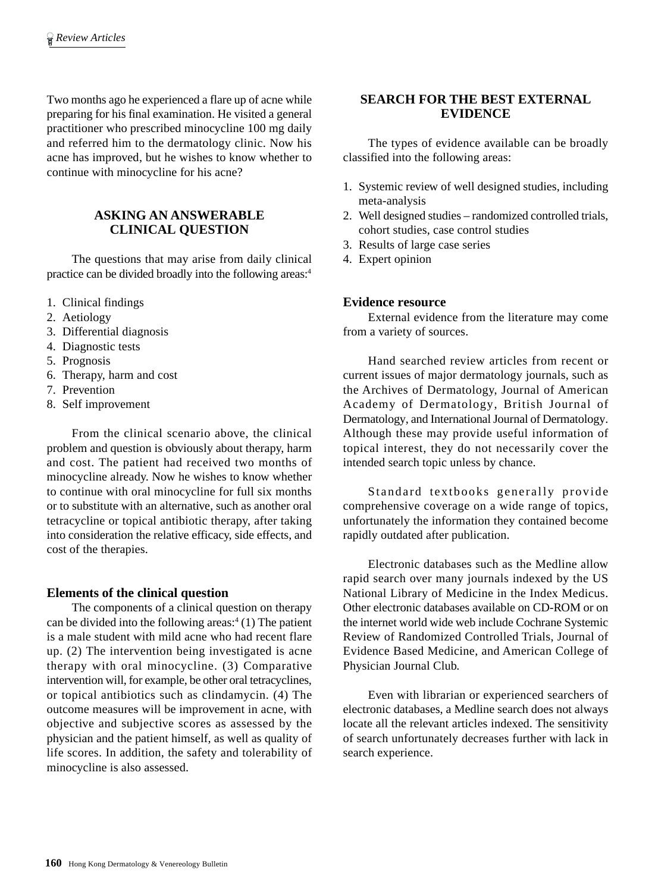Two months ago he experienced a flare up of acne while preparing for his final examination. He visited a general practitioner who prescribed minocycline 100 mg daily and referred him to the dermatology clinic. Now his acne has improved, but he wishes to know whether to continue with minocycline for his acne?

## ASKING AN ANSWERABLE CLINICAL QUESTION

The questions that may arise from daily clinical practice can be divided broadly into the following areas:[4]

1. Clinical findings
2. Aetiology
3. Differential diagnosis
4. Diagnostic tests
5. Prognosis
6. Therapy, harm and cost
7. Prevention
8. Self improvement

From the clinical scenario above, the clinical problem and question is obviously about therapy, harm and cost. The patient had received two months of minocycline already. Now he wishes to know whether to continue with oral minocycline for full six months or to substitute with an alternative, such as another oral tetracycline or topical antibiotic therapy, after taking into consideration the relative efficacy, side effects, and cost of the therapies.

### Elements of the clinical question

The components of a clinical question on therapy can be divided into the following areas:[4] (1) The patient is a male student with mild acne who had recent flare up. (2) The intervention being investigated is acne therapy with oral minocycline. (3) Comparative intervention will, for example, be other oral tetracyclines, or topical antibiotics such as clindamycin. (4) The outcome measures will be improvement in acne, with objective and subjective scores as assessed by the physician and the patient himself, as well as quality of life scores. In addition, the safety and tolerability of minocycline is also assessed.

## SEARCH FOR THE BEST EXTERNAL EVIDENCE

The types of evidence available can be broadly classified into the following areas:

1. Systemic review of well designed studies, including meta-analysis
2. Well designed studies – randomized controlled trials, cohort studies, case control studies
3. Results of large case series
4. Expert opinion

### Evidence resource

External evidence from the literature may come from a variety of sources.

Hand searched review articles from recent or current issues of major dermatology journals, such as the Archives of Dermatology, Journal of American Academy of Dermatology, British Journal of Dermatology, and International Journal of Dermatology. Although these may provide useful information of topical interest, they do not necessarily cover the intended search topic unless by chance.

Standard textbooks generally provide comprehensive coverage on a wide range of topics, unfortunately the information they contained become rapidly outdated after publication.

Electronic databases such as the Medline allow rapid search over many journals indexed by the US National Library of Medicine in the Index Medicus. Other electronic databases available on CD-ROM or on the internet world wide web include Cochrane Systemic Review of Randomized Controlled Trials, Journal of Evidence Based Medicine, and American College of Physician Journal Club.

Even with librarian or experienced searchers of electronic databases, a Medline search does not always locate all the relevant articles indexed. The sensitivity of search unfortunately decreases further with lack in search experience.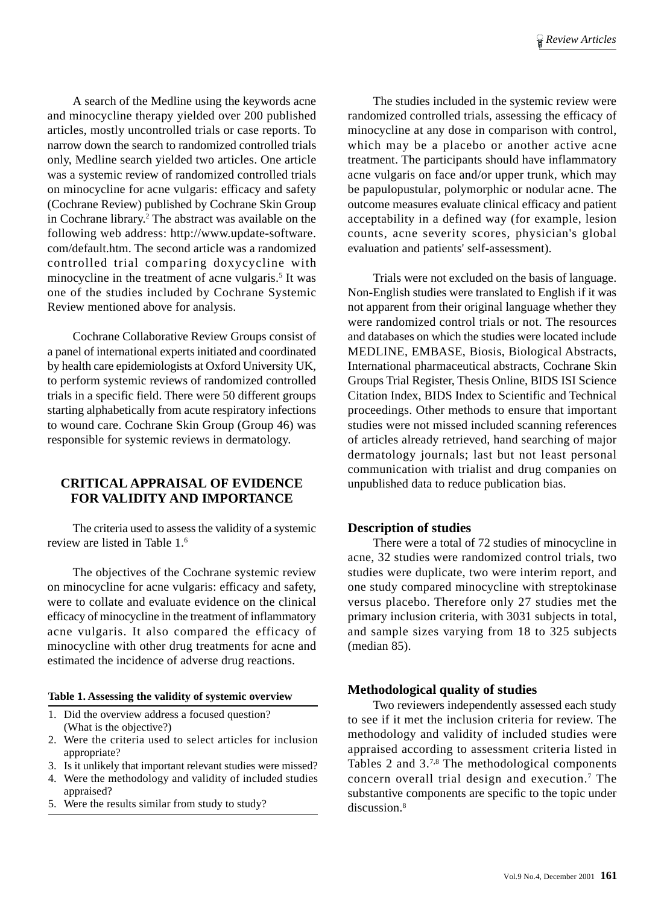A search of the Medline using the keywords acne and minocycline therapy yielded over 200 published articles, mostly uncontrolled trials or case reports. To narrow down the search to randomized controlled trials only, Medline search yielded two articles. One article was a systemic review of randomized controlled trials on minocycline for acne vulgaris: efficacy and safety (Cochrane Review) published by Cochrane Skin Group in Cochrane library.[2] The abstract was available on the following web address: http://www.update-software.com/default.htm. The second article was a randomized controlled trial comparing doxycycline with minocycline in the treatment of acne vulgaris.[5] It was one of the studies included by Cochrane Systemic Review mentioned above for analysis.

Cochrane Collaborative Review Groups consist of a panel of international experts initiated and coordinated by health care epidemiologists at Oxford University UK, to perform systemic reviews of randomized controlled trials in a specific field. There were 50 different groups starting alphabetically from acute respiratory infections to wound care. Cochrane Skin Group (Group 46) was responsible for systemic reviews in dermatology.

## CRITICAL APPRAISAL OF EVIDENCE FOR VALIDITY AND IMPORTANCE

The criteria used to assess the validity of a systemic review are listed in Table 1.[6]

The objectives of the Cochrane systemic review on minocycline for acne vulgaris: efficacy and safety, were to collate and evaluate evidence on the clinical efficacy of minocycline in the treatment of inflammatory acne vulgaris. It also compared the efficacy of minocycline with other drug treatments for acne and estimated the incidence of adverse drug reactions.

**Table 1. Assessing the validity of systemic overview**

1. Did the overview address a focused question? (What is the objective?)
2. Were the criteria used to select articles for inclusion appropriate?
3. Is it unlikely that important relevant studies were missed?
4. Were the methodology and validity of included studies appraised?
5. Were the results similar from study to study?

The studies included in the systemic review were randomized controlled trials, assessing the efficacy of minocycline at any dose in comparison with control, which may be a placebo or another active acne treatment. The participants should have inflammatory acne vulgaris on face and/or upper trunk, which may be papulopustular, polymorphic or nodular acne. The outcome measures evaluate clinical efficacy and patient acceptability in a defined way (for example, lesion counts, acne severity scores, physician's global evaluation and patients' self-assessment).

Trials were not excluded on the basis of language. Non-English studies were translated to English if it was not apparent from their original language whether they were randomized control trials or not. The resources and databases on which the studies were located include MEDLINE, EMBASE, Biosis, Biological Abstracts, International pharmaceutical abstracts, Cochrane Skin Groups Trial Register, Thesis Online, BIDS ISI Science Citation Index, BIDS Index to Scientific and Technical proceedings. Other methods to ensure that important studies were not missed included scanning references of articles already retrieved, hand searching of major dermatology journals; last but not least personal communication with trialist and drug companies on unpublished data to reduce publication bias.

### Description of studies

There were a total of 72 studies of minocycline in acne, 32 studies were randomized control trials, two studies were duplicate, two were interim report, and one study compared minocycline with streptokinase versus placebo. Therefore only 27 studies met the primary inclusion criteria, with 3031 subjects in total, and sample sizes varying from 18 to 325 subjects (median 85).

### Methodological quality of studies

Two reviewers independently assessed each study to see if it met the inclusion criteria for review. The methodology and validity of included studies were appraised according to assessment criteria listed in Tables 2 and 3.[7,8] The methodological components concern overall trial design and execution.[7] The substantive components are specific to the topic under discussion.[8]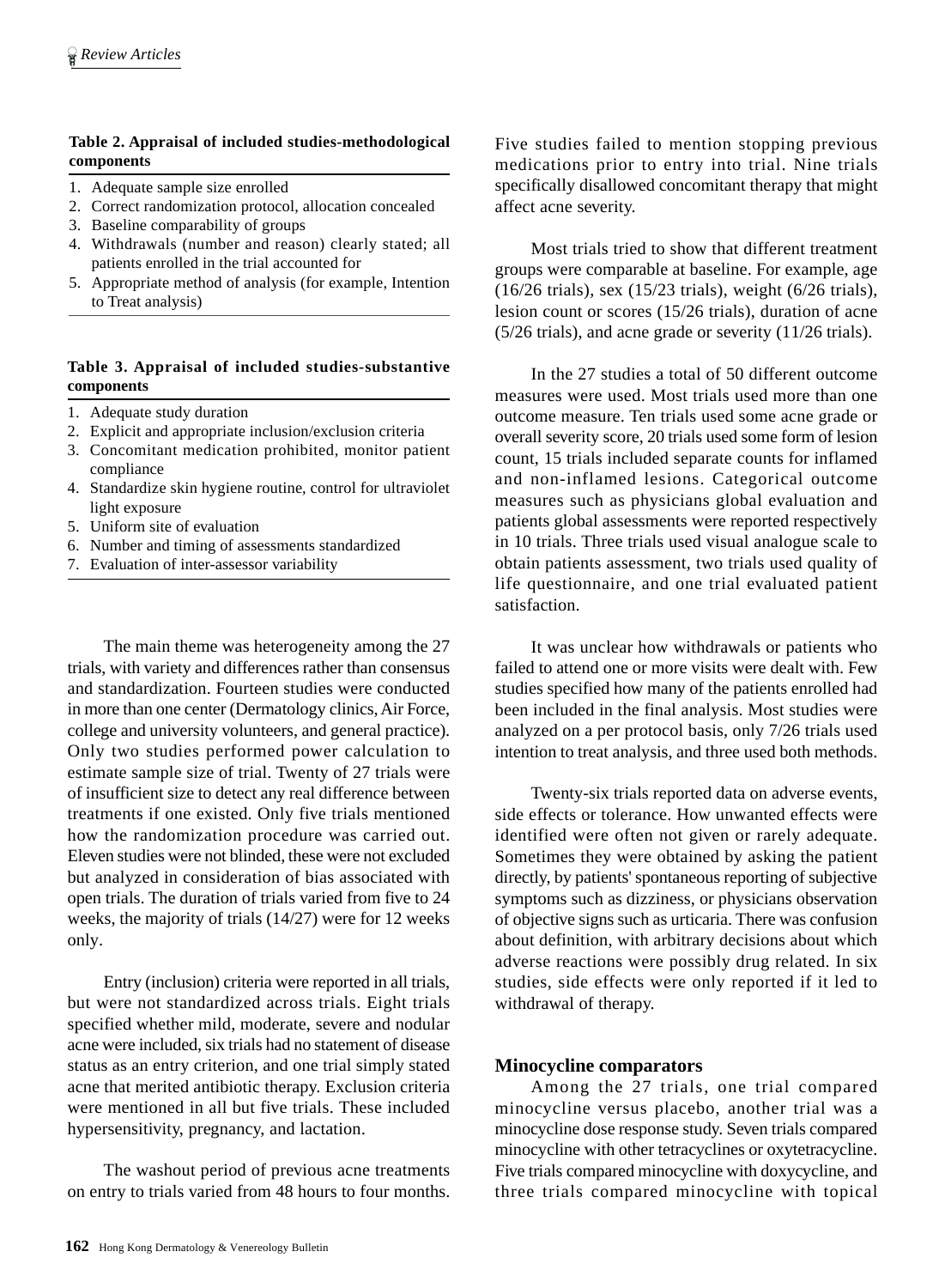**Table 2. Appraisal of included studies-methodological components**

1. Adequate sample size enrolled
2. Correct randomization protocol, allocation concealed
3. Baseline comparability of groups
4. Withdrawals (number and reason) clearly stated; all patients enrolled in the trial accounted for
5. Appropriate method of analysis (for example, Intention to Treat analysis)

**Table 3. Appraisal of included studies-substantive components**

1. Adequate study duration
2. Explicit and appropriate inclusion/exclusion criteria
3. Concomitant medication prohibited, monitor patient compliance
4. Standardize skin hygiene routine, control for ultraviolet light exposure
5. Uniform site of evaluation
6. Number and timing of assessments standardized
7. Evaluation of inter-assessor variability

The main theme was heterogeneity among the 27 trials, with variety and differences rather than consensus and standardization. Fourteen studies were conducted in more than one center (Dermatology clinics, Air Force, college and university volunteers, and general practice). Only two studies performed power calculation to estimate sample size of trial. Twenty of 27 trials were of insufficient size to detect any real difference between treatments if one existed. Only five trials mentioned how the randomization procedure was carried out. Eleven studies were not blinded, these were not excluded but analyzed in consideration of bias associated with open trials. The duration of trials varied from five to 24 weeks, the majority of trials (14/27) were for 12 weeks only.

Entry (inclusion) criteria were reported in all trials, but were not standardized across trials. Eight trials specified whether mild, moderate, severe and nodular acne were included, six trials had no statement of disease status as an entry criterion, and one trial simply stated acne that merited antibiotic therapy. Exclusion criteria were mentioned in all but five trials. These included hypersensitivity, pregnancy, and lactation.

The washout period of previous acne treatments on entry to trials varied from 48 hours to four months. Five studies failed to mention stopping previous medications prior to entry into trial. Nine trials specifically disallowed concomitant therapy that might affect acne severity.

Most trials tried to show that different treatment groups were comparable at baseline. For example, age (16/26 trials), sex (15/23 trials), weight (6/26 trials), lesion count or scores (15/26 trials), duration of acne (5/26 trials), and acne grade or severity (11/26 trials).

In the 27 studies a total of 50 different outcome measures were used. Most trials used more than one outcome measure. Ten trials used some acne grade or overall severity score, 20 trials used some form of lesion count, 15 trials included separate counts for inflamed and non-inflamed lesions. Categorical outcome measures such as physicians global evaluation and patients global assessments were reported respectively in 10 trials. Three trials used visual analogue scale to obtain patients assessment, two trials used quality of life questionnaire, and one trial evaluated patient satisfaction.

It was unclear how withdrawals or patients who failed to attend one or more visits were dealt with. Few studies specified how many of the patients enrolled had been included in the final analysis. Most studies were analyzed on a per protocol basis, only 7/26 trials used intention to treat analysis, and three used both methods.

Twenty-six trials reported data on adverse events, side effects or tolerance. How unwanted effects were identified were often not given or rarely adequate. Sometimes they were obtained by asking the patient directly, by patients' spontaneous reporting of subjective symptoms such as dizziness, or physicians observation of objective signs such as urticaria. There was confusion about definition, with arbitrary decisions about which adverse reactions were possibly drug related. In six studies, side effects were only reported if it led to withdrawal of therapy.

## Minocycline comparators

Among the 27 trials, one trial compared minocycline versus placebo, another trial was a minocycline dose response study. Seven trials compared minocycline with other tetracyclines or oxytetracycline. Five trials compared minocycline with doxycycline, and three trials compared minocycline with topical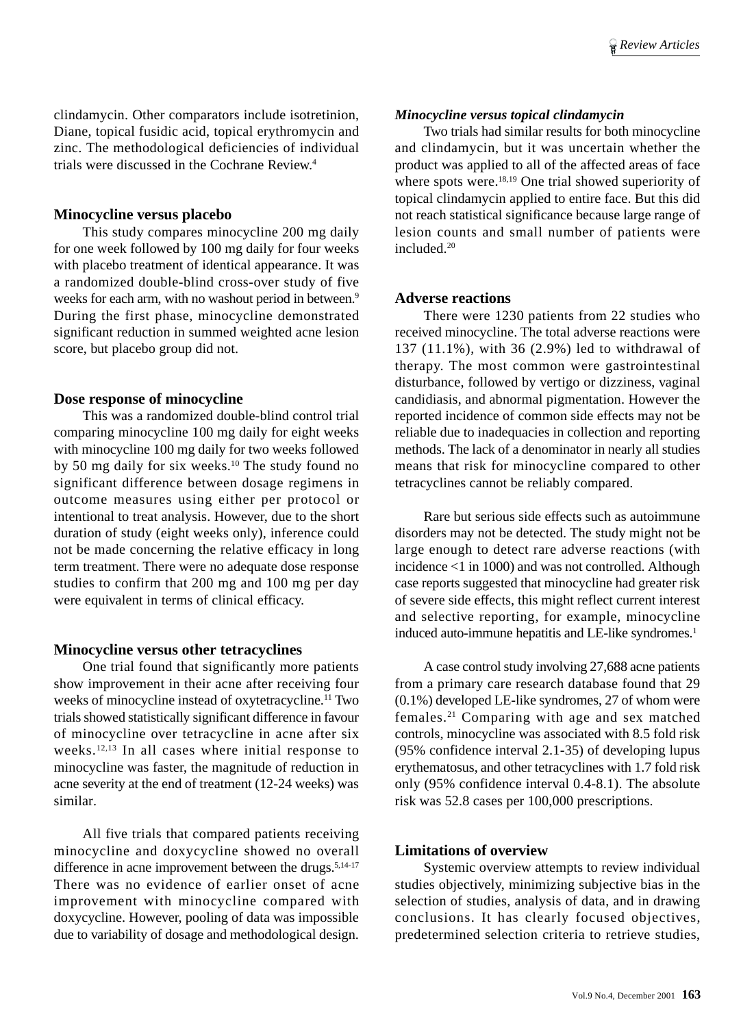clindamycin. Other comparators include isotretinion, Diane, topical fusidic acid, topical erythromycin and zinc. The methodological deficiencies of individual trials were discussed in the Cochrane Review.[4]

### Minocycline versus placebo

This study compares minocycline 200 mg daily for one week followed by 100 mg daily for four weeks with placebo treatment of identical appearance. It was a randomized double-blind cross-over study of five weeks for each arm, with no washout period in between.[9] During the first phase, minocycline demonstrated significant reduction in summed weighted acne lesion score, but placebo group did not.

### Dose response of minocycline

This was a randomized double-blind control trial comparing minocycline 100 mg daily for eight weeks with minocycline 100 mg daily for two weeks followed by 50 mg daily for six weeks.[10] The study found no significant difference between dosage regimens in outcome measures using either per protocol or intentional to treat analysis. However, due to the short duration of study (eight weeks only), inference could not be made concerning the relative efficacy in long term treatment. There were no adequate dose response studies to confirm that 200 mg and 100 mg per day were equivalent in terms of clinical efficacy.

### Minocycline versus other tetracyclines

One trial found that significantly more patients show improvement in their acne after receiving four weeks of minocycline instead of oxytetracycline.[11] Two trials showed statistically significant difference in favour of minocycline over tetracycline in acne after six weeks.[12,13] In all cases where initial response to minocycline was faster, the magnitude of reduction in acne severity at the end of treatment (12-24 weeks) was similar.

All five trials that compared patients receiving minocycline and doxycycline showed no overall difference in acne improvement between the drugs.[5,14-17] There was no evidence of earlier onset of acne improvement with minocycline compared with doxycycline. However, pooling of data was impossible due to variability of dosage and methodological design.

#### *Minocycline versus topical clindamycin*

Two trials had similar results for both minocycline and clindamycin, but it was uncertain whether the product was applied to all of the affected areas of face where spots were.[18,19] One trial showed superiority of topical clindamycin applied to entire face. But this did not reach statistical significance because large range of lesion counts and small number of patients were included.[20]

### Adverse reactions

There were 1230 patients from 22 studies who received minocycline. The total adverse reactions were 137 (11.1%), with 36 (2.9%) led to withdrawal of therapy. The most common were gastrointestinal disturbance, followed by vertigo or dizziness, vaginal candidiasis, and abnormal pigmentation. However the reported incidence of common side effects may not be reliable due to inadequacies in collection and reporting methods. The lack of a denominator in nearly all studies means that risk for minocycline compared to other tetracyclines cannot be reliably compared.

Rare but serious side effects such as autoimmune disorders may not be detected. The study might not be large enough to detect rare adverse reactions (with incidence <1 in 1000) and was not controlled. Although case reports suggested that minocycline had greater risk of severe side effects, this might reflect current interest and selective reporting, for example, minocycline induced auto-immune hepatitis and LE-like syndromes.[1]

A case control study involving 27,688 acne patients from a primary care research database found that 29 (0.1%) developed LE-like syndromes, 27 of whom were females.[21] Comparing with age and sex matched controls, minocycline was associated with 8.5 fold risk (95% confidence interval 2.1-35) of developing lupus erythematosus, and other tetracyclines with 1.7 fold risk only (95% confidence interval 0.4-8.1). The absolute risk was 52.8 cases per 100,000 prescriptions.

### Limitations of overview

Systemic overview attempts to review individual studies objectively, minimizing subjective bias in the selection of studies, analysis of data, and in drawing conclusions. It has clearly focused objectives, predetermined selection criteria to retrieve studies,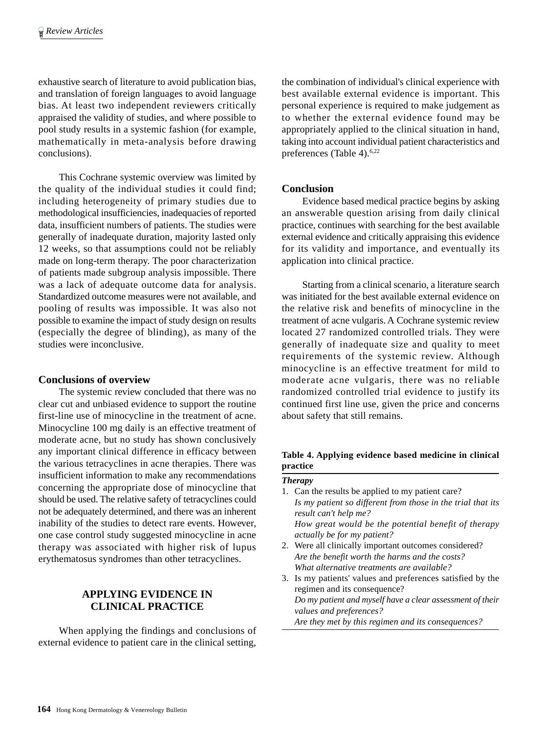exhaustive search of literature to avoid publication bias, and translation of foreign languages to avoid language bias. At least two independent reviewers critically appraised the validity of studies, and where possible to pool study results in a systemic fashion (for example, mathematically in meta-analysis before drawing conclusions).

This Cochrane systemic overview was limited by the quality of the individual studies it could find; including heterogeneity of primary studies due to methodological insufficiencies, inadequacies of reported data, insufficient numbers of patients. The studies were generally of inadequate duration, majority lasted only 12 weeks, so that assumptions could not be reliably made on long-term therapy. The poor characterization of patients made subgroup analysis impossible. There was a lack of adequate outcome data for analysis. Standardized outcome measures were not available, and pooling of results was impossible. It was also not possible to examine the impact of study design on results (especially the degree of blinding), as many of the studies were inconclusive.

### Conclusions of overview

The systemic review concluded that there was no clear cut and unbiased evidence to support the routine first-line use of minocycline in the treatment of acne. Minocycline 100 mg daily is an effective treatment of moderate acne, but no study has shown conclusively any important clinical difference in efficacy between the various tetracyclines in acne therapies. There was insufficient information to make any recommendations concerning the appropriate dose of minocycline that should be used. The relative safety of tetracyclines could not be adequately determined, and there was an inherent inability of the studies to detect rare events. However, one case control study suggested minocycline in acne therapy was associated with higher risk of lupus erythematosus syndromes than other tetracyclines.

## APPLYING EVIDENCE IN CLINICAL PRACTICE

When applying the findings and conclusions of external evidence to patient care in the clinical setting, the combination of individual's clinical experience with best available external evidence is important. This personal experience is required to make judgement as to whether the external evidence found may be appropriately applied to the clinical situation in hand, taking into account individual patient characteristics and preferences (Table 4).[6,22]

### Conclusion

Evidence based medical practice begins by asking an answerable question arising from daily clinical practice, continues with searching for the best available external evidence and critically appraising this evidence for its validity and importance, and eventually its application into clinical practice.

Starting from a clinical scenario, a literature search was initiated for the best available external evidence on the relative risk and benefits of minocycline in the treatment of acne vulgaris. A Cochrane systemic review located 27 randomized controlled trials. They were generally of inadequate size and quality to meet requirements of the systemic review. Although minocycline is an effective treatment for mild to moderate acne vulgaris, there was no reliable randomized controlled trial evidence to justify its continued first line use, given the price and concerns about safety that still remains.

**Table 4. Applying evidence based medicine in clinical practice**

***Therapy***

1. Can the results be applied to my patient care?
   *Is my patient so different from those in the trial that its result can't help me?*
   *How great would be the potential benefit of therapy actually be for my patient?*
2. Were all clinically important outcomes considered?
   *Are the benefit worth the harms and the costs?*
   *What alternative treatments are available?*
3. Is my patients' values and preferences satisfied by the regimen and its consequence?
   *Do my patient and myself have a clear assessment of their values and preferences?*
   *Are they met by this regimen and its consequences?*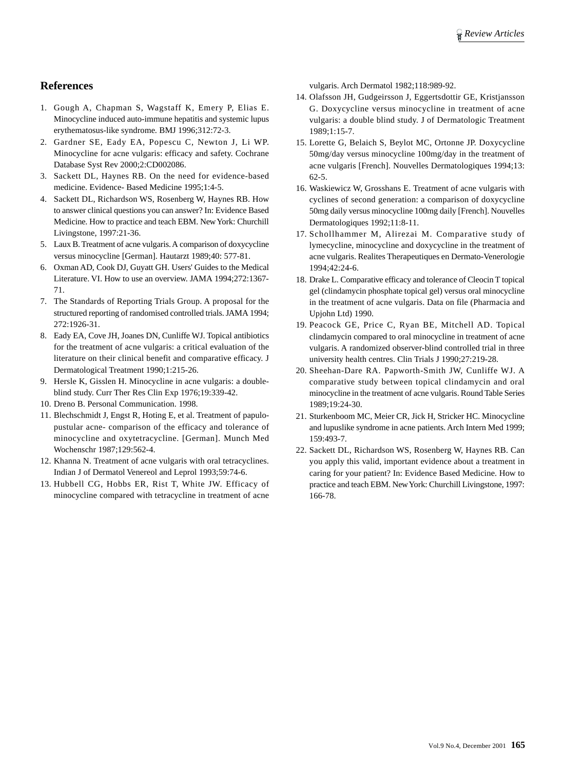## References

1. Gough A, Chapman S, Wagstaff K, Emery P, Elias E. Minocycline induced auto-immune hepatitis and systemic lupus erythematosus-like syndrome. BMJ 1996;312:72-3.
2. Gardner SE, Eady EA, Popescu C, Newton J, Li WP. Minocycline for acne vulgaris: efficacy and safety. Cochrane Database Syst Rev 2000;2:CD002086.
3. Sackett DL, Haynes RB. On the need for evidence-based medicine. Evidence- Based Medicine 1995;1:4-5.
4. Sackett DL, Richardson WS, Rosenberg W, Haynes RB. How to answer clinical questions you can answer? In: Evidence Based Medicine. How to practice and teach EBM. New York: Churchill Livingstone, 1997:21-36.
5. Laux B. Treatment of acne vulgaris. A comparison of doxycycline versus minocycline [German]. Hautarzt 1989;40: 577-81.
6. Oxman AD, Cook DJ, Guyatt GH. Users' Guides to the Medical Literature. VI. How to use an overview. JAMA 1994;272:1367-71.
7. The Standards of Reporting Trials Group. A proposal for the structured reporting of randomised controlled trials. JAMA 1994; 272:1926-31.
8. Eady EA, Cove JH, Joanes DN, Cunliffe WJ. Topical antibiotics for the treatment of acne vulgaris: a critical evaluation of the literature on their clinical benefit and comparative efficacy. J Dermatological Treatment 1990;1:215-26.
9. Hersle K, Gisslen H. Minocycline in acne vulgaris: a double-blind study. Curr Ther Res Clin Exp 1976;19:339-42.
10. Dreno B. Personal Communication. 1998.
11. Blechschmidt J, Engst R, Hoting E, et al. Treatment of papulo-pustular acne- comparison of the efficacy and tolerance of minocycline and oxytetracycline. [German]. Munch Med Wochenschr 1987;129:562-4.
12. Khanna N. Treatment of acne vulgaris with oral tetracyclines. Indian J of Dermatol Venereol and Leprol 1993;59:74-6.
13. Hubbell CG, Hobbs ER, Rist T, White JW. Efficacy of minocycline compared with tetracycline in treatment of acne vulgaris. Arch Dermatol 1982;118:989-92.
14. Olafsson JH, Gudgeirsson J, Eggertsdottir GE, Kristjansson G. Doxycycline versus minocycline in treatment of acne vulgaris: a double blind study. J of Dermatologic Treatment 1989;1:15-7.
15. Lorette G, Belaich S, Beylot MC, Ortonne JP. Doxycycline 50mg/day versus minocycline 100mg/day in the treatment of acne vulgaris [French]. Nouvelles Dermatologiques 1994;13: 62-5.
16. Waskiewicz W, Grosshans E. Treatment of acne vulgaris with cyclines of second generation: a comparison of doxycycline 50mg daily versus minocycline 100mg daily [French]. Nouvelles Dermatologiques 1992;11:8-11.
17. Schollhammer M, Alirezai M. Comparative study of lymecycline, minocycline and doxycycline in the treatment of acne vulgaris. Realites Therapeutiques en Dermato-Venerologie 1994;42:24-6.
18. Drake L. Comparative efficacy and tolerance of Cleocin T topical gel (clindamycin phosphate topical gel) versus oral minocycline in the treatment of acne vulgaris. Data on file (Pharmacia and Upjohn Ltd) 1990.
19. Peacock GE, Price C, Ryan BE, Mitchell AD. Topical clindamycin compared to oral minocycline in treatment of acne vulgaris. A randomized observer-blind controlled trial in three university health centres. Clin Trials J 1990;27:219-28.
20. Sheehan-Dare RA. Papworth-Smith JW, Cunliffe WJ. A comparative study between topical clindamycin and oral minocycline in the treatment of acne vulgaris. Round Table Series 1989;19:24-30.
21. Sturkenboom MC, Meier CR, Jick H, Stricker HC. Minocycline and lupuslike syndrome in acne patients. Arch Intern Med 1999; 159:493-7.
22. Sackett DL, Richardson WS, Rosenberg W, Haynes RB. Can you apply this valid, important evidence about a treatment in caring for your patient? In: Evidence Based Medicine. How to practice and teach EBM. New York: Churchill Livingstone, 1997: 166-78.